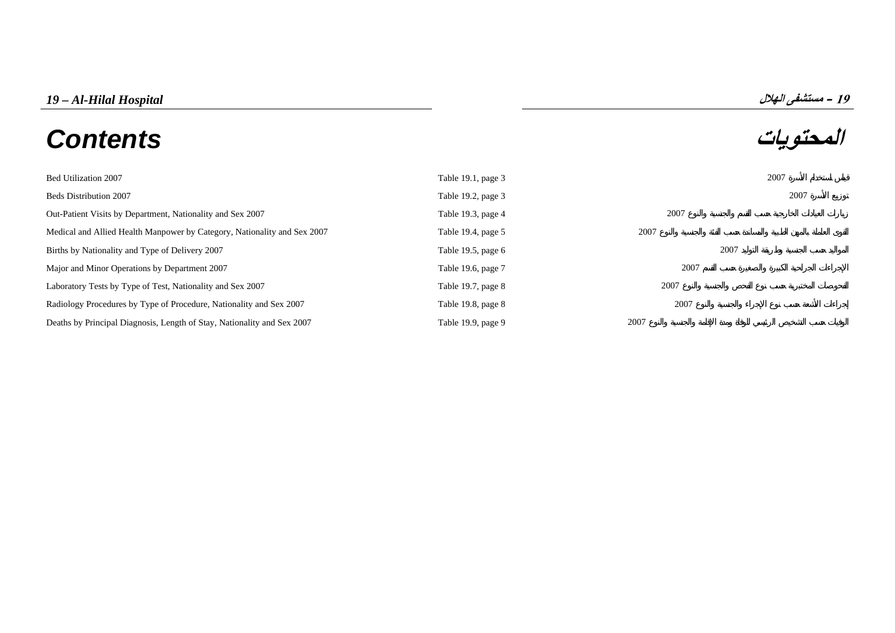## 19 – Al-Hilal Hospital

## 19 – مستشفى الهلال

# Contents

# المحتويات

| Contents | | المحتويات |
|---|---|---|
| Bed Utilization 2007 | Table 19.1, page 3 | قياس استخدام الأسرة 2007 |
| Beds Distribution 2007 | Table 19.2, page 3 | توزيع الأسرة 2007 |
| Out-Patient Visits by Department, Nationality and Sex 2007 | Table 19.3, page 4 | زيارات العيادات الخارجية حسب القسم والجنسية والنوع 2007 |
| Medical and Allied Health Manpower by Category, Nationality and Sex 2007 | Table 19.4, page 5 | القوى العاملة بالمهن الطبية والمساندة حسب الفئة والجنسية والنوع 2007 |
| Births by Nationality and Type of Delivery 2007 | Table 19.5, page 6 | المواليد حسب الجنسية وطريقة التوليد 2007 |
| Major and Minor Operations by Department 2007 | Table 19.6, page 7 | الإجراءات الجراحية الكبيرة والصغيرة حسب القسم 2007 |
| Laboratory Tests by Type of Test, Nationality and Sex 2007 | Table 19.7, page 8 | الفحوصات المختبرية حسب نوع الفحص والجنسية والنوع 2007 |
| Radiology Procedures by Type of Procedure, Nationality and Sex 2007 | Table 19.8, page 8 | إجراءات الأشعة حسب نوع الإجراء والجنسية والنوع 2007 |
| Deaths by Principal Diagnosis, Length of Stay, Nationality and Sex 2007 | Table 19.9, page 9 | الوفيات حسب التشخيص الرئيسي للوفاة ومدة الإقامة والجنسية والنوع 2007 |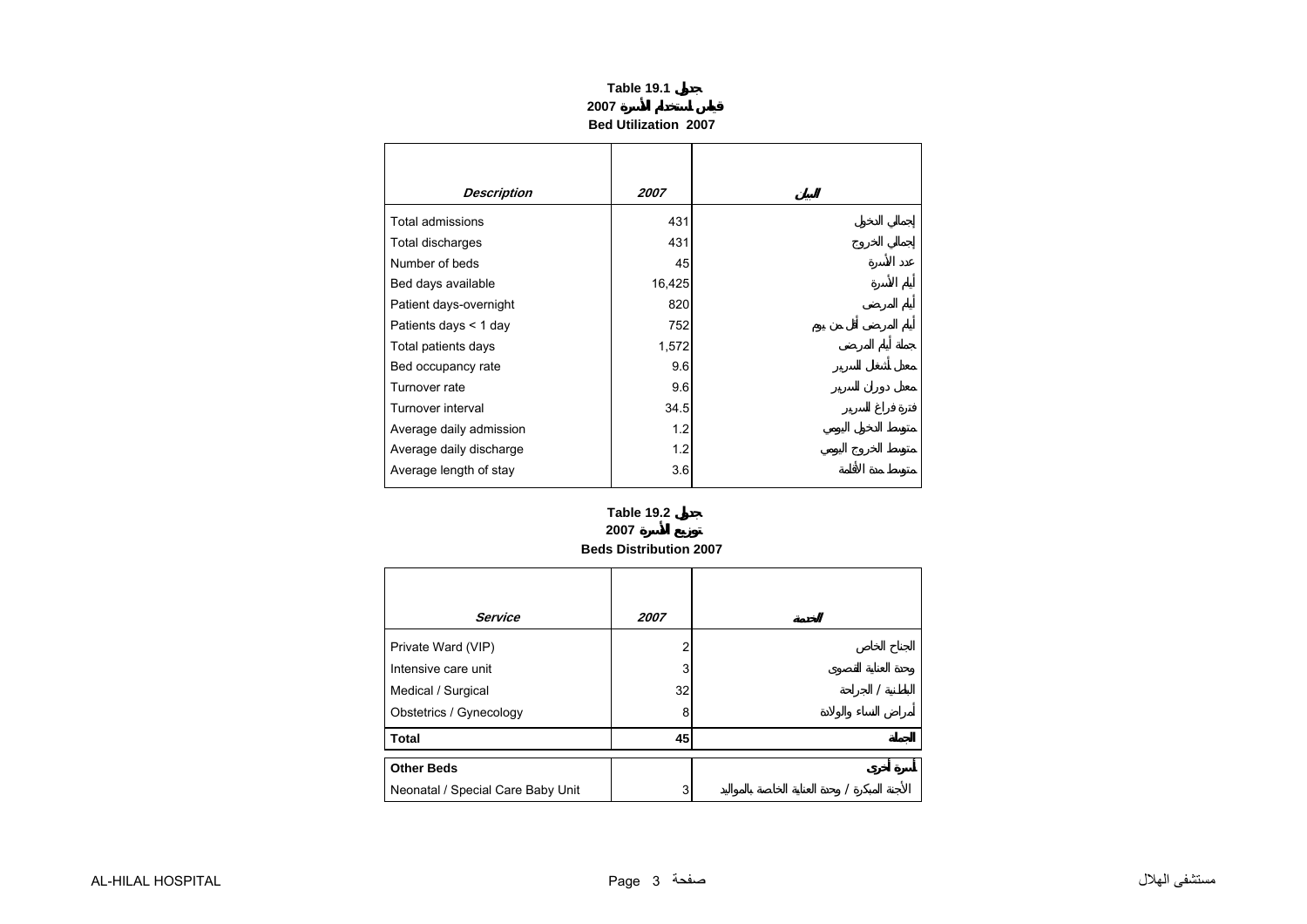**Table 19.1 جدول**

**قياس استخدام الأسرة 2007**

**Bed Utilization 2007**

| *Description* | *2007* | البيان |
|---|---|---|
| Total admissions | 431 | إجمالي الدخول |
| Total discharges | 431 | إجمالي الخروج |
| Number of beds | 45 | عدد الأسرة |
| Bed days available | 16,425 | أيام الأسرة |
| Patient days-overnight | 820 | أيام المرضى |
| Patients days < 1 day | 752 | أيام المرضى أقل من يوم |
| Total patients days | 1,572 | جملة أيام المرضى |
| Bed occupancy rate | 9.6 | معدل أشغال السرير |
| Turnover rate | 9.6 | معدل دوران السرير |
| Turnover interval | 34.5 | فترة فراغ السرير |
| Average daily admission | 1.2 | متوسط الدخول اليومي |
| Average daily discharge | 1.2 | متوسط الخروج اليومي |
| Average length of stay | 3.6 | متوسط مدة الأقامة |

**Table 19.2 جدول**

**توزيع الأسرة 2007**

**Beds Distribution 2007**

| *Service* | *2007* | الخدمة |
|---|---|---|
| Private Ward (VIP) | 2 | الجناح الخاص |
| Intensive care unit | 3 | وحدة العناية القصوى |
| Medical / Surgical | 32 | الباطنية / الجراحة |
| Obstetrics / Gynecology | 8 | أمراض النساء والولادة |
| **Total** | **45** | **الجملة** |
| **Other Beds** | | **أسرة أخرى** |
| Neonatal / Special Care Baby Unit | 3 | الأجنة المبكرة / وحدة العناية الخاصة بالمواليد |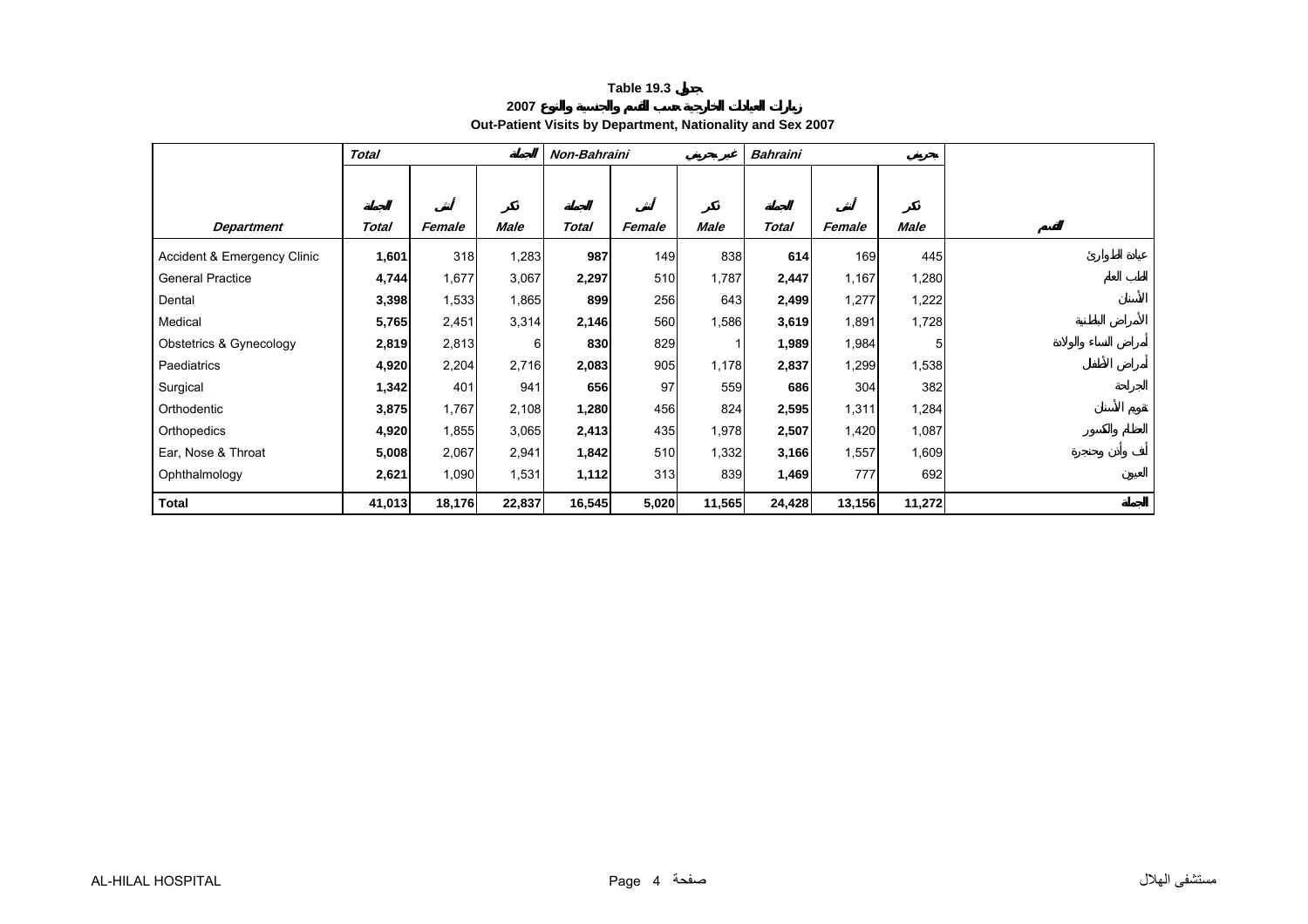**Table 19.3 جدول**

**2007 زيارات العيادات الخارجية حسب القسم والجنسية والنوع**

**Out-Patient Visits by Department, Nationality and Sex 2007**

| | *Total* | | *الجملة* | *Non-Bahraini* | | *غير بحريني* | *Bahraini* | | *بحريني* | |
|---|---|---|---|---|---|---|---|---|---|---|
| *Department* | *Total* الجملة | *Female* أنثى | *Male* ذكر | *Total* الجملة | *Female* أنثى | *Male* ذكر | *Total* الجملة | *Female* أنثى | *Male* ذكر | *القسم* |
| Accident & Emergency Clinic | **1,601** | 318 | 1,283 | **987** | 149 | 838 | **614** | 169 | 445 | عيادة الطوارئ |
| General Practice | **4,744** | 1,677 | 3,067 | **2,297** | 510 | 1,787 | **2,447** | 1,167 | 1,280 | الطب العام |
| Dental | **3,398** | 1,533 | 1,865 | **899** | 256 | 643 | **2,499** | 1,277 | 1,222 | الأسنان |
| Medical | **5,765** | 2,451 | 3,314 | **2,146** | 560 | 1,586 | **3,619** | 1,891 | 1,728 | الأمراض الباطنية |
| Obstetrics & Gynecology | **2,819** | 2,813 | 6 | **830** | 829 | 1 | **1,989** | 1,984 | 5 | أمراض النساء والولادة |
| Paediatrics | **4,920** | 2,204 | 2,716 | **2,083** | 905 | 1,178 | **2,837** | 1,299 | 1,538 | أمراض الأطفال |
| Surgical | **1,342** | 401 | 941 | **656** | 97 | 559 | **686** | 304 | 382 | الجراحة |
| Orthodentic | **3,875** | 1,767 | 2,108 | **1,280** | 456 | 824 | **2,595** | 1,311 | 1,284 | تقويم الأسنان |
| Orthopedics | **4,920** | 1,855 | 3,065 | **2,413** | 435 | 1,978 | **2,507** | 1,420 | 1,087 | العظام والكسور |
| Ear, Nose & Throat | **5,008** | 2,067 | 2,941 | **1,842** | 510 | 1,332 | **3,166** | 1,557 | 1,609 | أنف وأذن وحنجرة |
| Ophthalmology | **2,621** | 1,090 | 1,531 | **1,112** | 313 | 839 | **1,469** | 777 | 692 | العيون |
| **Total** | **41,013** | **18,176** | **22,837** | **16,545** | **5,020** | **11,565** | **24,428** | **13,156** | **11,272** | **الجملة** |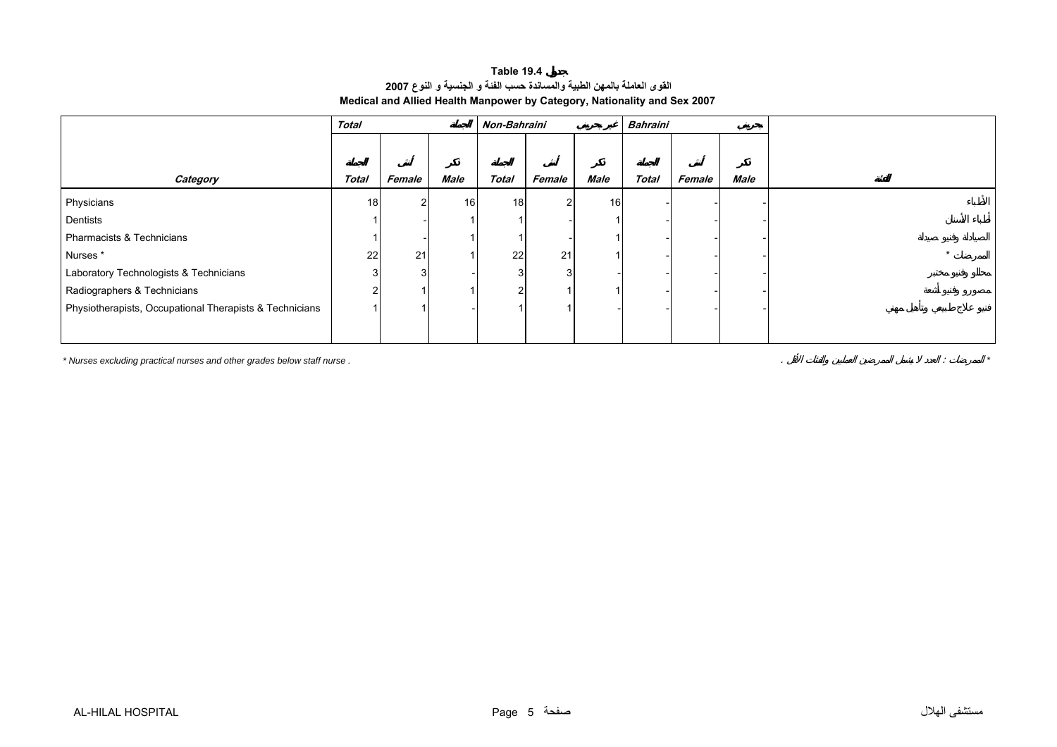**Table 19.4 جدول**

**القوى العاملة بالمهن الطبية والمساندة حسب الفئة و الجنسية و النوع 2007**

**Medical and Allied Health Manpower by Category, Nationality and Sex 2007**

| | *Total* الجملة | | | *Non-Bahraini* غير بحريني | | | *Bahraini* بحريني | | | |
|---|---|---|---|---|---|---|---|---|---|---|
| ***Category*** | الجملة ***Total*** | أنثى ***Female*** | ذكر ***Male*** | الجملة ***Total*** | أنثى ***Female*** | ذكر ***Male*** | الجملة ***Total*** | أنثى ***Female*** | ذكر ***Male*** | **الفئة** |
| Physicians | 18 | 2 | 16 | 18 | 2 | 16 | - | - | - | الأطباء |
| Dentists | 1 | - | 1 | 1 | - | 1 | - | - | - | أطباء الأسنان |
| Pharmacists & Technicians | 1 | - | 1 | 1 | - | 1 | - | - | - | الصيادلة وفنيو صيدلة |
| Nurses * | 22 | 21 | 1 | 22 | 21 | 1 | - | - | - | الممرضات * |
| Laboratory Technologists & Technicians | 3 | 3 | - | 3 | 3 | - | - | - | - | محللو وفنيو مختبر |
| Radiographers & Technicians | 2 | 1 | 1 | 2 | 1 | 1 | - | - | - | مصورو وفنيو أشعة |
| Physiotherapists, Occupational Therapists & Technicians | 1 | 1 | - | 1 | 1 | - | - | - | - | فنيو علاج طبيعي وتأهيل مهني |

*\* Nurses excluding practical nurses and other grades below staff nurse .*

\* الممرضات : العدد لا يشمل الممرضين العمليين والفئات الأقل .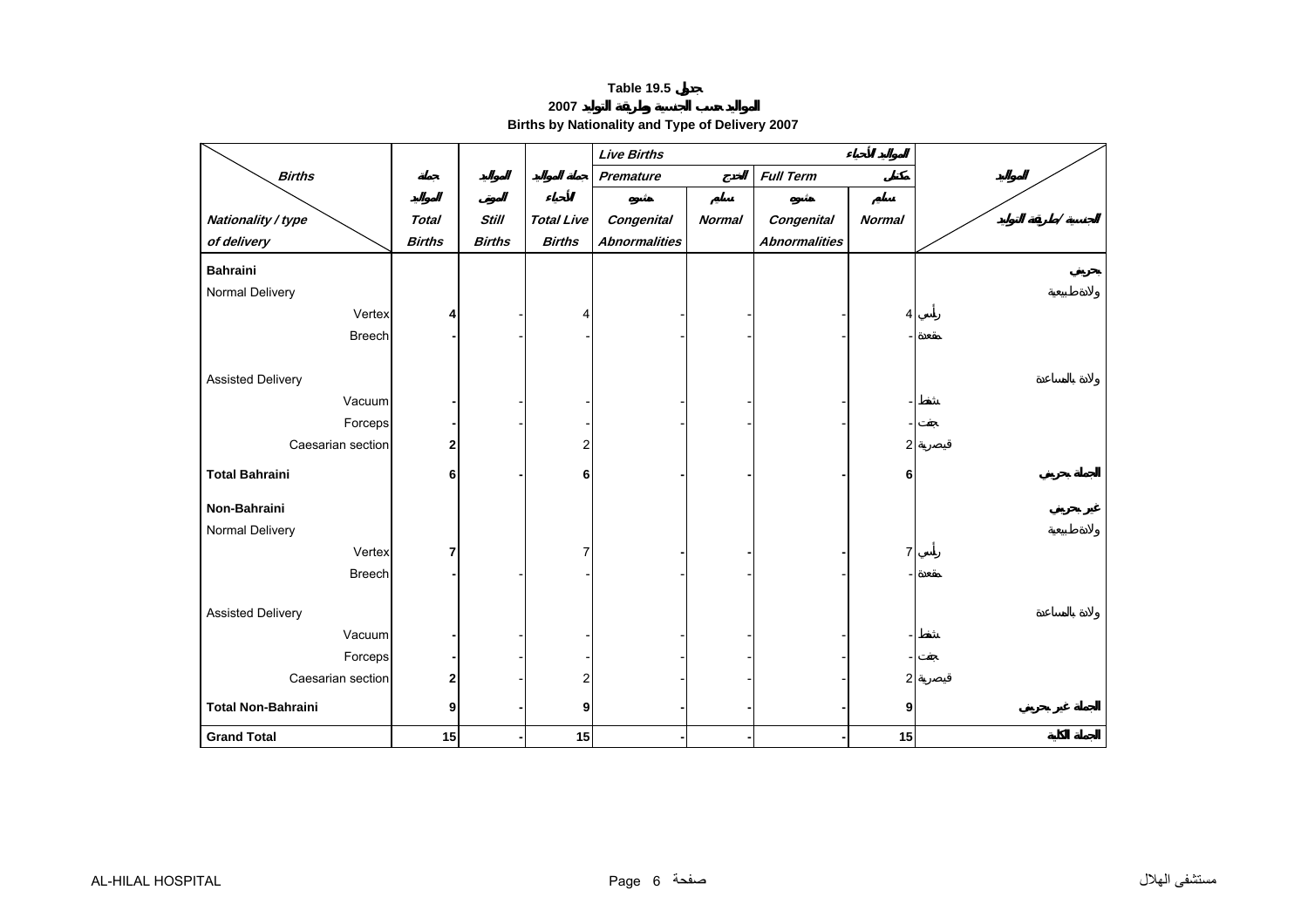**Table 19.5 جدول**

**2007 المواليد حسب الجنسية وطريقة التوليد**

**Births by Nationality and Type of Delivery 2007**

| Births / Nationality / type of delivery | Total Births (جملة المواليد) | Still Births (المواليد الموتى) | Total Live Births (جملة المواليد الأحياء) | Live Births - Premature - Congenital Abnormalities (المواليد الأحياء - الخدج - مشوه) | Live Births - Premature - Normal (سليم) | Live Births - Full Term - Congenital Abnormalities (مكتمل - مشوه) | Live Births - Full Term - Normal (سليم) | المواليد / الجنسية / طريقة التوليد |
|---|---|---|---|---|---|---|---|---|
| **Bahraini** | | | | | | | | **بحريني** |
| Normal Delivery | | | | | | | | ولادة طبيعية |
| Vertex | **4** | - | 4 | - | - | - | 4 | رأسي |
| Breech | **-** | - | - | - | - | - | - | مقعدة |
| Assisted Delivery | | | | | | | | ولادة بالمساعدة |
| Vacuum | **-** | - | - | - | - | - | - | شفط |
| Forceps | **-** | - | - | - | - | - | - | جفت |
| Caesarian section | **2** | | 2 | | | | 2 | قيصرية |
| **Total Bahraini** | **6** | **-** | **6** | **-** | **-** | **-** | **6** | **الجملة بحريني** |
| **Non-Bahraini** | | | | | | | | **غير بحريني** |
| Normal Delivery | | | | | | | | ولادة طبيعية |
| Vertex | **7** | | 7 | **-** | **-** | **-** | 7 | رأسي |
| Breech | **-** | - | - | - | - | - | - | مقعدة |
| Assisted Delivery | | | | | | | | ولادة بالمساعدة |
| Vacuum | **-** | - | - | - | - | - | - | شفط |
| Forceps | **-** | - | - | - | - | - | - | جفت |
| Caesarian section | **2** | - | 2 | - | - | - | 2 | قيصرية |
| **Total Non-Bahraini** | **9** | **-** | **9** | **-** | **-** | **-** | **9** | **الجملة غير بحريني** |
| **Grand Total** | **15** | **-** | **15** | **-** | **-** | **-** | **15** | **الجملة الكلية** |

AL-HILAL HOSPITAL مستشفى الهلال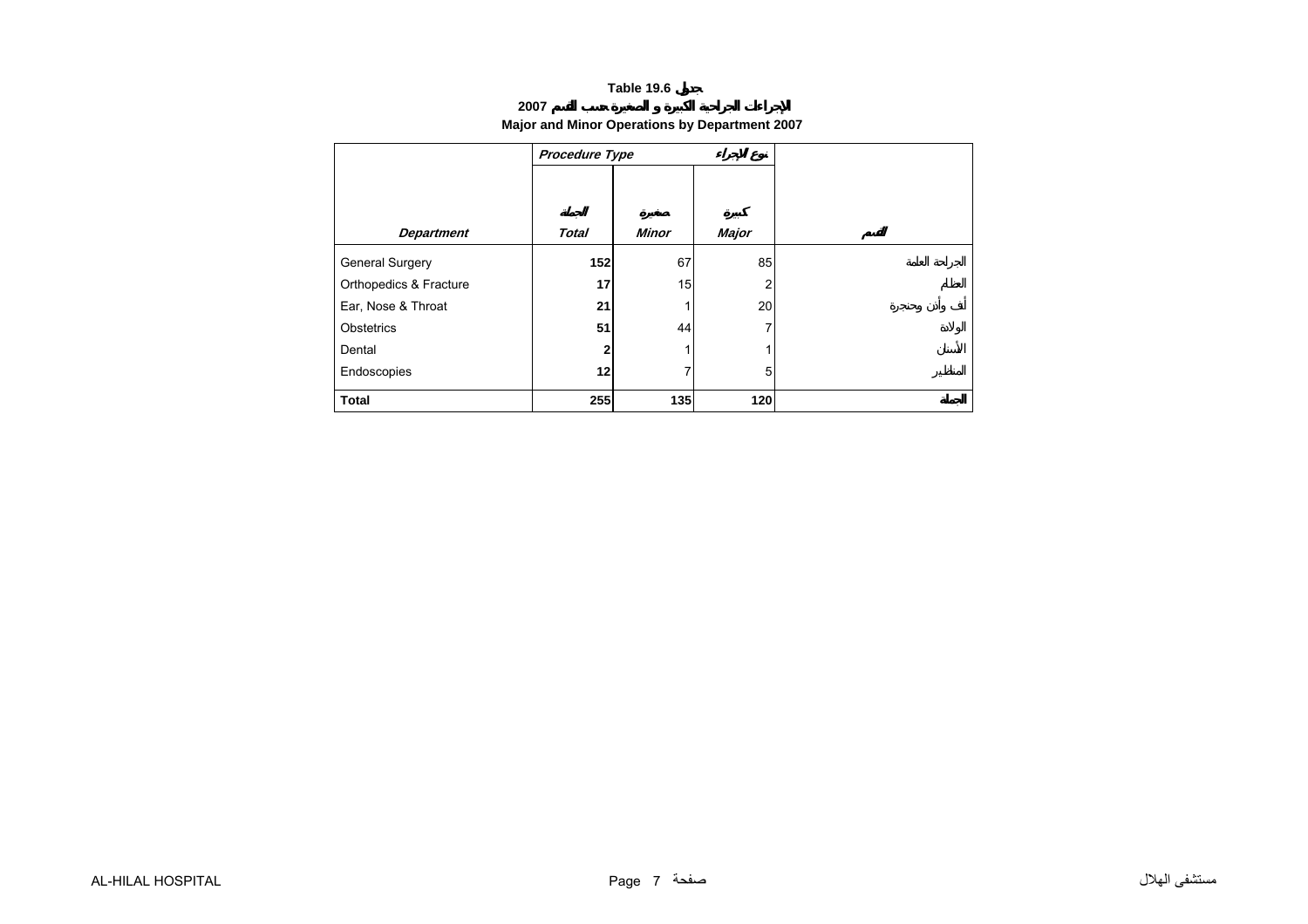**Table 19.6 جدول**

**2007 الإجراءات الجراحية الكبيرة و الصغيرة حسب القسم**

**Major and Minor Operations by Department 2007**

| | *Procedure Type* | | نوع الإجراء | |
|---|---|---|---|---|
| *Department* | الجملة *Total* | صغيرة *Minor* | كبيرة *Major* | القسم |
| General Surgery | **152** | 67 | 85 | الجراحة العامة |
| Orthopedics & Fracture | **17** | 15 | 2 | العظام |
| Ear, Nose & Throat | **21** | 1 | 20 | أنف وأذن وحنجرة |
| Obstetrics | **51** | 44 | 7 | الولادة |
| Dental | **2** | 1 | 1 | الأسنان |
| Endoscopies | **12** | 7 | 5 | المناظير |
| **Total** | **255** | **135** | **120** | **الجملة** |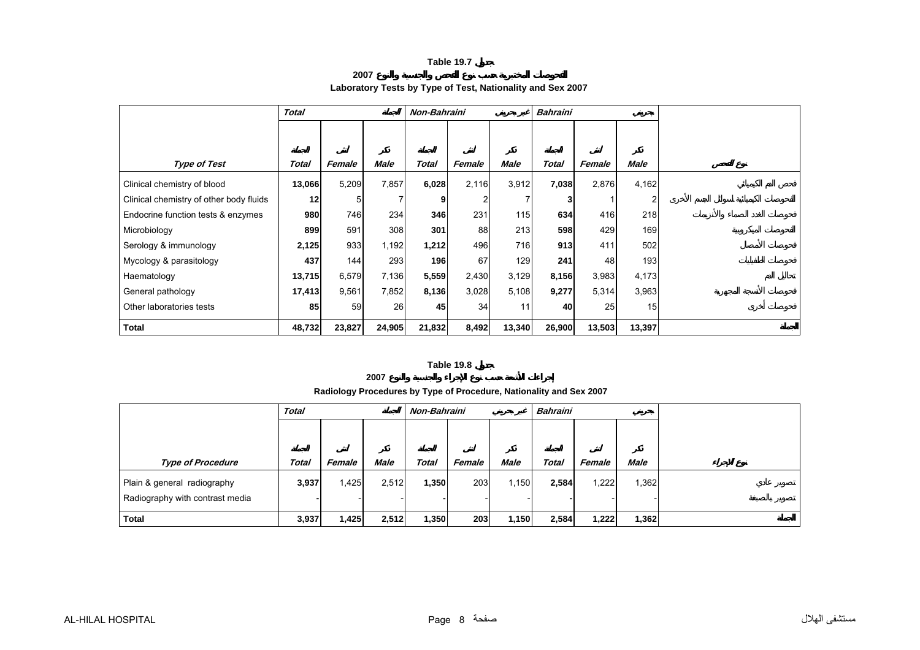## Table 19.7 جدول

### 2007 الفحوصات المختبرية حسب نوع الفحص والجنسية والنوع

### Laboratory Tests by Type of Test, Nationality and Sex 2007

| | Total | | الجملة | Non-Bahraini | | غير بحريني | Bahraini | | بحريني | |
|---|---|---|---|---|---|---|---|---|---|---|
| | الجملة | أنثى | ذكر | الجملة | أنثى | ذكر | الجملة | أنثى | ذكر | |
| **Type of Test** | **Total** | **Female** | **Male** | **Total** | **Female** | **Male** | **Total** | **Female** | **Male** | **نوع الفحص** |
| Clinical chemistry of blood | **13,066** | 5,209 | 7,857 | **6,028** | 2,116 | 3,912 | **7,038** | 2,876 | 4,162 | فحص الدم الكيميائي |
| Clinical chemistry of other body fluids | **12** | 5 | 7 | **9** | 2 | 7 | **3** | 1 | 2 | الفحوصات الكيميائية لسوائل الجسم الأخرى |
| Endocrine function tests & enzymes | **980** | 746 | 234 | **346** | 231 | 115 | **634** | 416 | 218 | فحوصات الغدد الصماء والأنزيمات |
| Microbiology | **899** | 591 | 308 | **301** | 88 | 213 | **598** | 429 | 169 | الفحوصات الميكروبية |
| Serology & immunology | **2,125** | 933 | 1,192 | **1,212** | 496 | 716 | **913** | 411 | 502 | فحوصات الأمصال |
| Mycology & parasitology | **437** | 144 | 293 | **196** | 67 | 129 | **241** | 48 | 193 | فحوصات الطفيليات |
| Haematology | **13,715** | 6,579 | 7,136 | **5,559** | 2,430 | 3,129 | **8,156** | 3,983 | 4,173 | تحاليل الدم |
| General pathology | **17,413** | 9,561 | 7,852 | **8,136** | 3,028 | 5,108 | **9,277** | 5,314 | 3,963 | فحوصات الأنسجة المجهرية |
| Other laboratories tests | **85** | 59 | 26 | **45** | 34 | 11 | **40** | 25 | 15 | فحوصات أخرى |
| **Total** | **48,732** | **23,827** | **24,905** | **21,832** | **8,492** | **13,340** | **26,900** | **13,503** | **13,397** | **الجملة** |

## Table 19.8 جدول

### 2007 إجراءات الأشعة حسب نوع الإجراء والجنسية والنوع

### Radiology Procedures by Type of Procedure, Nationality and Sex 2007

| | Total | | الجملة | Non-Bahraini | | غير بحريني | Bahraini | | بحريني | |
|---|---|---|---|---|---|---|---|---|---|---|
| | الجملة | أنثى | ذكر | الجملة | أنثى | ذكر | الجملة | أنثى | ذكر | |
| **Type of Procedure** | **Total** | **Female** | **Male** | **Total** | **Female** | **Male** | **Total** | **Female** | **Male** | **نوع الإجراء** |
| Plain & general radiography | **3,937** | 1,425 | 2,512 | **1,350** | 203 | 1,150 | **2,584** | 1,222 | 1,362 | تصوير عادي |
| Radiography with contrast media | **-** | - | - | **-** | - | - | **-** | - | - | تصوير بالصبغة |
| **Total** | **3,937** | **1,425** | **2,512** | **1,350** | **203** | **1,150** | **2,584** | **1,222** | **1,362** | **الجملة** |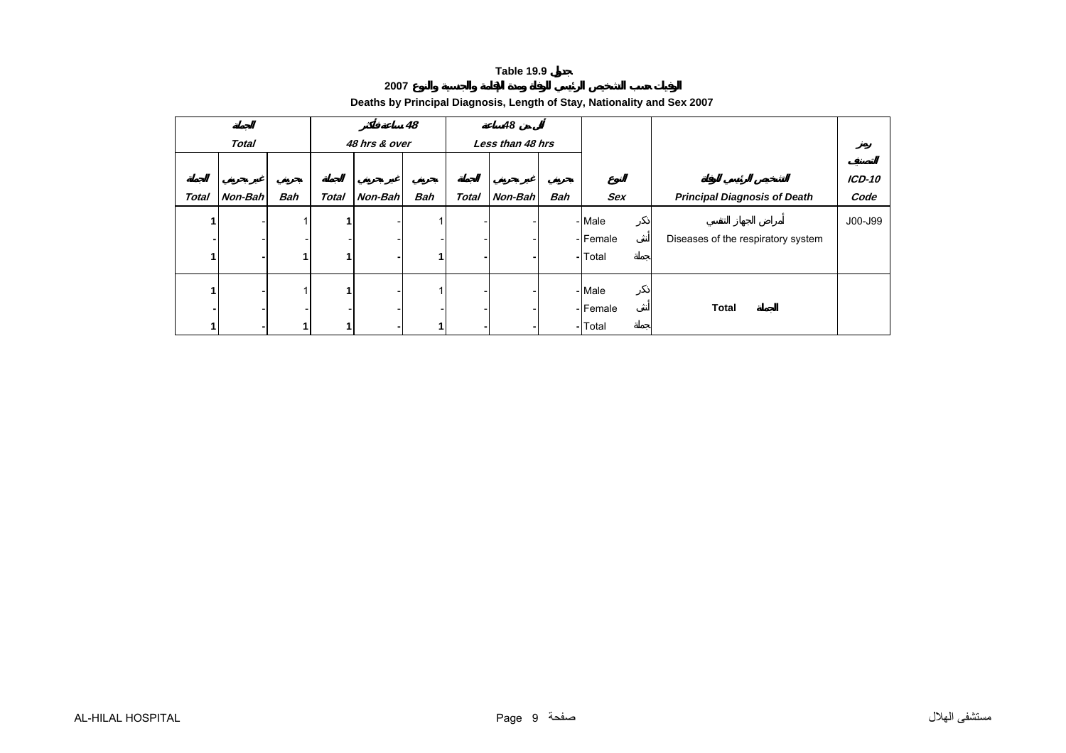# Table 19.9 جدول

## 2007 الوفيات حسب التشخيص الرئيسي للوفاة ومدة الإقامة والجنسية والنوع

## Deaths by Principal Diagnosis, Length of Stay, Nationality and Sex 2007

| الجملة Total | | | 48 ساعة فأكثر 48 hrs & over | | | أقل من 48 ساعة Less than 48 hrs | | | | | | |
|---|---|---|---|---|---|---|---|---|---|---|---|---|
| الجملة Total | غير بحريني Non-Bah | بحريني Bah | الجملة Total | غير بحريني Non-Bah | بحريني Bah | الجملة Total | غير بحريني Non-Bah | بحريني Bah | النوع Sex | | التشخيص الرئيسي للوفاة Principal Diagnosis of Death | رمز التصنيف ICD-10 Code |
| **1** | - | 1 | **1** | - | 1 | - | - | - | Male | ذكر | أمراض الجهاز التنفسي | J00-J99 |
| **-** | - | - | **-** | - | - | - | - | - | Female | أنثى | Diseases of the respiratory system | |
| **1** | **-** | **1** | **1** | **-** | **1** | **-** | **-** | **-** | Total | جملة | | |
| **1** | - | 1 | **1** | - | 1 | - | - | - | Male | ذكر | | |
| **-** | - | - | **-** | - | - | - | - | - | Female | أنثى | **Total الجملة** | |
| **1** | **-** | **1** | **1** | **-** | **1** | **-** | **-** | **-** | Total | جملة | | |

AL-HILAL HOSPITAL مستشفى الهلال